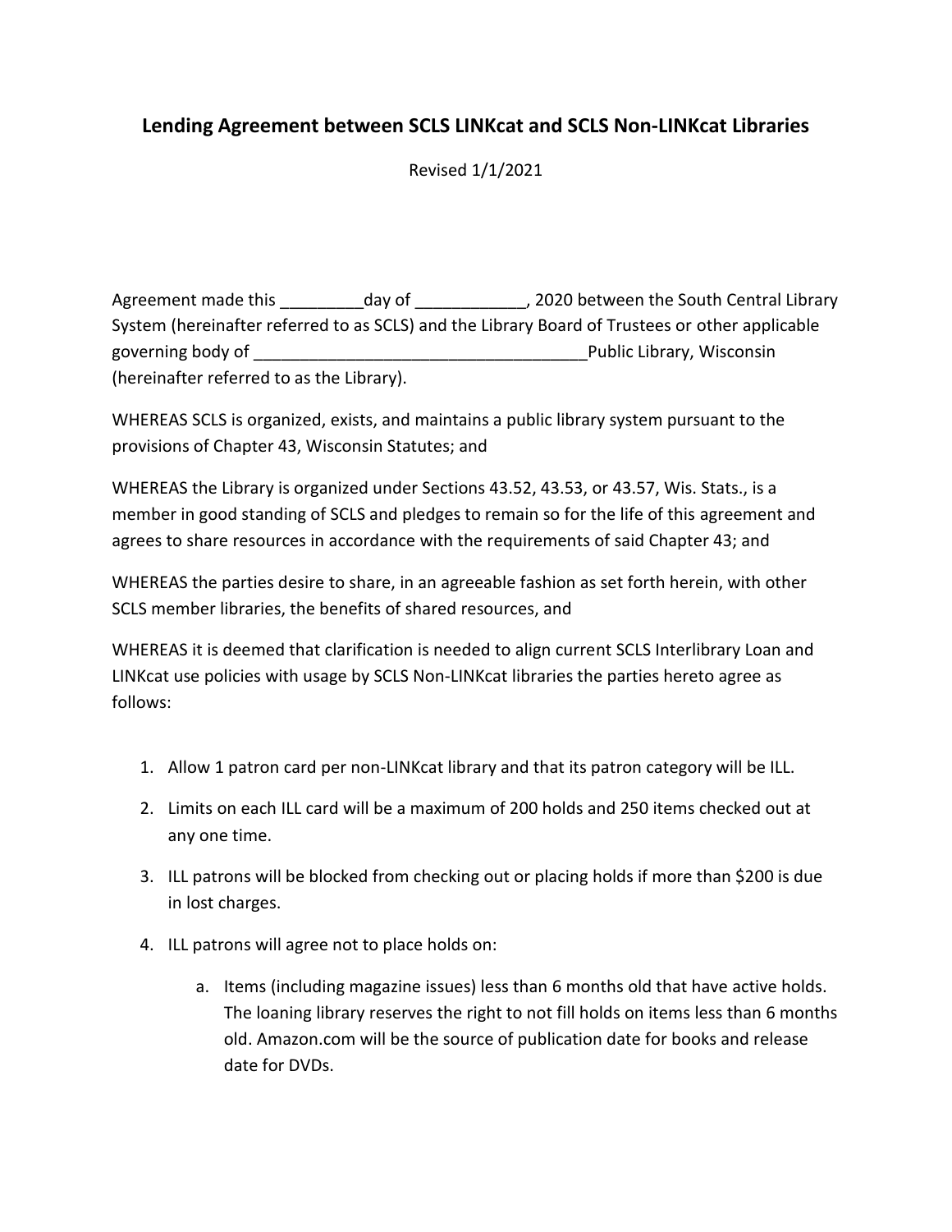# Lending Agreement between SCLS LINKcat and SCLS Non-LINKcat Libraries

Revised 1/1/2021

Agreement made this _________day of ____________, 2020 between the South Central Library System (hereinafter referred to as SCLS) and the Library Board of Trustees or other applicable governing body of ____________________________________Public Library, Wisconsin (hereinafter referred to as the Library).

WHEREAS SCLS is organized, exists, and maintains a public library system pursuant to the provisions of Chapter 43, Wisconsin Statutes; and

WHEREAS the Library is organized under Sections 43.52, 43.53, or 43.57, Wis. Stats., is a member in good standing of SCLS and pledges to remain so for the life of this agreement and agrees to share resources in accordance with the requirements of said Chapter 43; and

WHEREAS the parties desire to share, in an agreeable fashion as set forth herein, with other SCLS member libraries, the benefits of shared resources, and

WHEREAS it is deemed that clarification is needed to align current SCLS Interlibrary Loan and LINKcat use policies with usage by SCLS Non-LINKcat libraries the parties hereto agree as follows:

1. Allow 1 patron card per non-LINKcat library and that its patron category will be ILL.
2. Limits on each ILL card will be a maximum of 200 holds and 250 items checked out at any one time.
3. ILL patrons will be blocked from checking out or placing holds if more than $200 is due in lost charges.
4. ILL patrons will agree not to place holds on:
    a. Items (including magazine issues) less than 6 months old that have active holds. The loaning library reserves the right to not fill holds on items less than 6 months old. Amazon.com will be the source of publication date for books and release date for DVDs.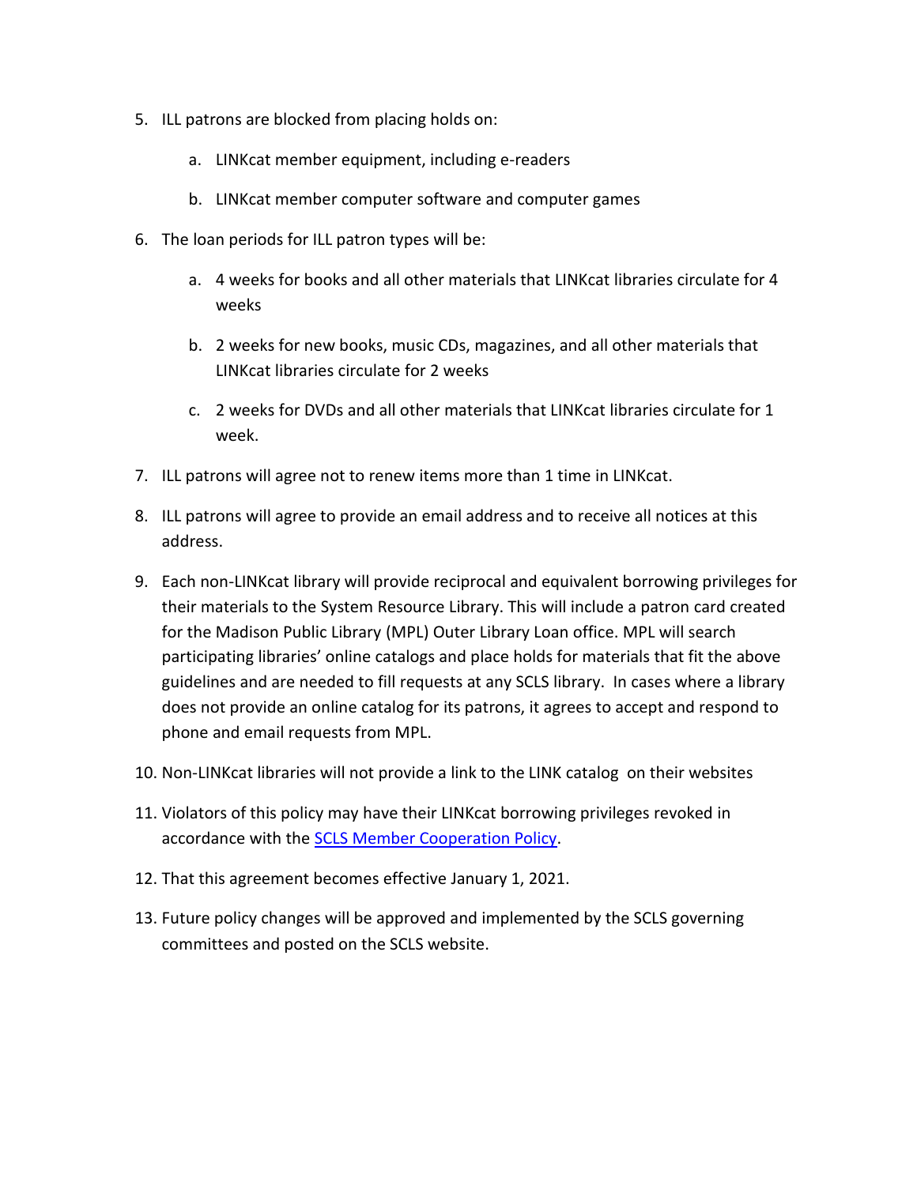5. ILL patrons are blocked from placing holds on:

    a. LINKcat member equipment, including e-readers

    b. LINKcat member computer software and computer games

6. The loan periods for ILL patron types will be:

    a. 4 weeks for books and all other materials that LINKcat libraries circulate for 4 weeks

    b. 2 weeks for new books, music CDs, magazines, and all other materials that LINKcat libraries circulate for 2 weeks

    c. 2 weeks for DVDs and all other materials that LINKcat libraries circulate for 1 week.

7. ILL patrons will agree not to renew items more than 1 time in LINKcat.

8. ILL patrons will agree to provide an email address and to receive all notices at this address.

9. Each non-LINKcat library will provide reciprocal and equivalent borrowing privileges for their materials to the System Resource Library. This will include a patron card created for the Madison Public Library (MPL) Outer Library Loan office. MPL will search participating libraries' online catalogs and place holds for materials that fit the above guidelines and are needed to fill requests at any SCLS library. In cases where a library does not provide an online catalog for its patrons, it agrees to accept and respond to phone and email requests from MPL.

10. Non-LINKcat libraries will not provide a link to the LINK catalog on their websites

11. Violators of this policy may have their LINKcat borrowing privileges revoked in accordance with the SCLS Member Cooperation Policy.

12. That this agreement becomes effective January 1, 2021.

13. Future policy changes will be approved and implemented by the SCLS governing committees and posted on the SCLS website.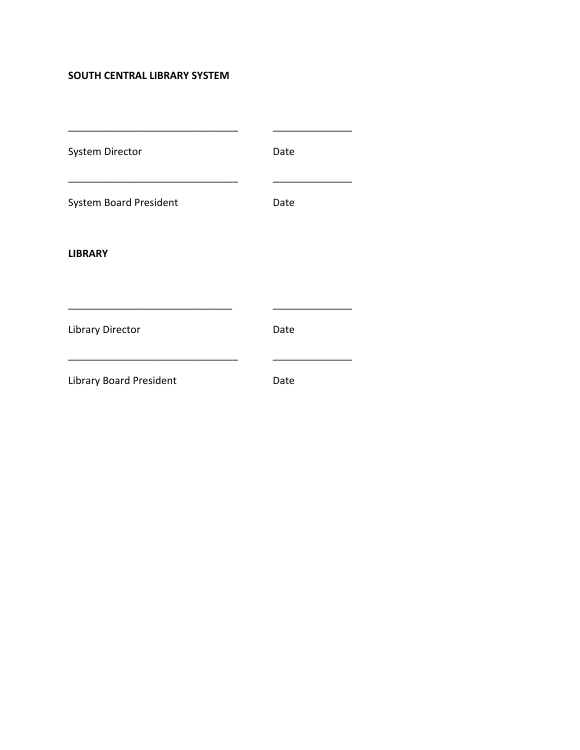**SOUTH CENTRAL LIBRARY SYSTEM**

______________________________ ______________

System Director Date

______________________________ ______________

System Board President Date

**LIBRARY**

_____________________________ ______________

Library Director Date

______________________________ ______________

Library Board President Date